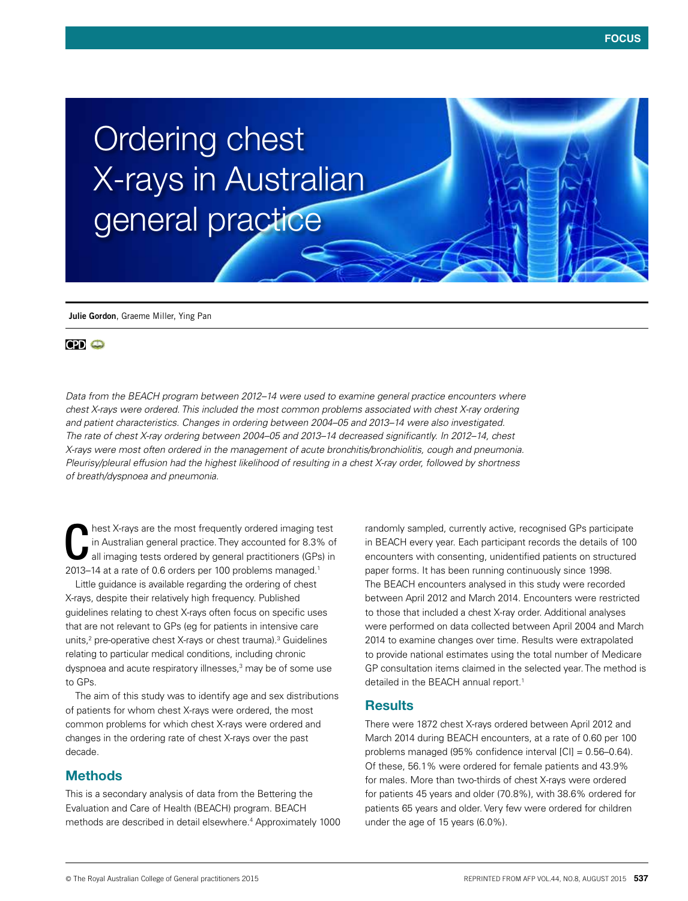# Ordering chest X-rays in Australian general practice

**Julie Gordon**, Graeme Miller, Ying Pan

*Data from the BEACH program between 2012–14 were used to examine general practice encounters where chest X-rays were ordered. This included the most common problems associated with chest X-ray ordering and patient characteristics. Changes in ordering between 2004–05 and 2013–14 were also investigated. The rate of chest X-ray ordering between 2004–05 and 2013–14 decreased significantly. In 2012–14, chest X-rays were most often ordered in the management of acute bronchitis/bronchiolitis, cough and pneumonia. Pleurisy/pleural effusion had the highest likelihood of resulting in a chest X-ray order, followed by shortness of breath/dyspnoea and pneumonia.*

Chest X-rays are the most frequently ordered imaging test in Australian general practice. They accounted for 8.3% of all imaging tests ordered by general practitioners (GPs) in 2013–14 at a rate of 0.6 orders per 100 problems managed.[1]

Little guidance is available regarding the ordering of chest X-rays, despite their relatively high frequency. Published guidelines relating to chest X-rays often focus on specific uses that are not relevant to GPs (eg for patients in intensive care units,[2] pre-operative chest X-rays or chest trauma).[3] Guidelines relating to particular medical conditions, including chronic dyspnoea and acute respiratory illnesses,[3] may be of some use to GPs.

The aim of this study was to identify age and sex distributions of patients for whom chest X-rays were ordered, the most common problems for which chest X-rays were ordered and changes in the ordering rate of chest X-rays over the past decade.

## Methods

This is a secondary analysis of data from the Bettering the Evaluation and Care of Health (BEACH) program. BEACH methods are described in detail elsewhere.[4] Approximately 1000 randomly sampled, currently active, recognised GPs participate in BEACH every year. Each participant records the details of 100 encounters with consenting, unidentified patients on structured paper forms. It has been running continuously since 1998. The BEACH encounters analysed in this study were recorded between April 2012 and March 2014. Encounters were restricted to those that included a chest X-ray order. Additional analyses were performed on data collected between April 2004 and March 2014 to examine changes over time. Results were extrapolated to provide national estimates using the total number of Medicare GP consultation items claimed in the selected year. The method is detailed in the BEACH annual report.[1]

## Results

There were 1872 chest X-rays ordered between April 2012 and March 2014 during BEACH encounters, at a rate of 0.60 per 100 problems managed (95% confidence interval [CI] = 0.56–0.64). Of these, 56.1% were ordered for female patients and 43.9% for males. More than two-thirds of chest X-rays were ordered for patients 45 years and older (70.8%), with 38.6% ordered for patients 65 years and older. Very few were ordered for children under the age of 15 years (6.0%).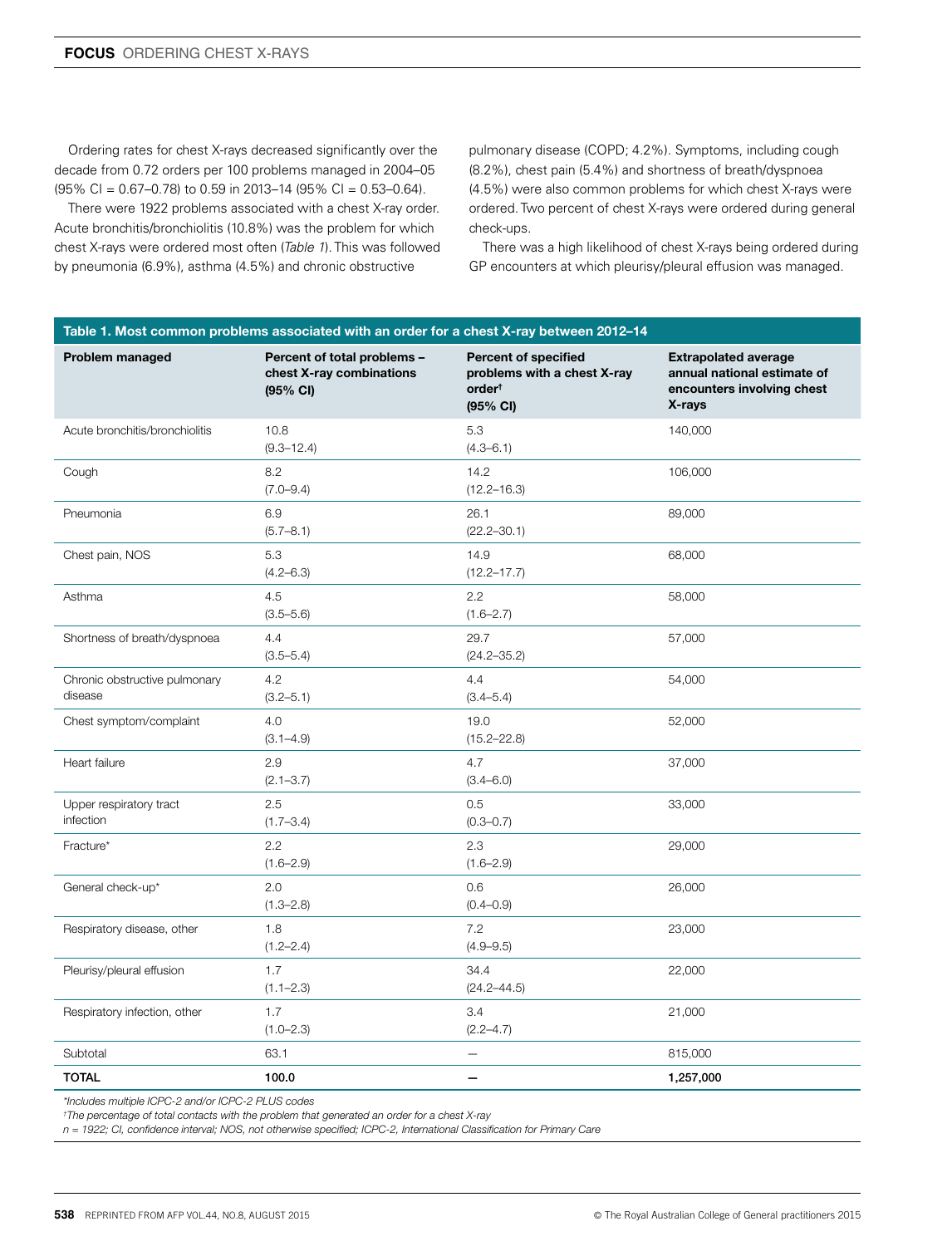Ordering rates for chest X-rays decreased significantly over the decade from 0.72 orders per 100 problems managed in 2004–05 (95% CI = 0.67–0.78) to 0.59 in 2013–14 (95% CI = 0.53–0.64).

There were 1922 problems associated with a chest X-ray order. Acute bronchitis/bronchiolitis (10.8%) was the problem for which chest X-rays were ordered most often (*Table 1*). This was followed by pneumonia (6.9%), asthma (4.5%) and chronic obstructive pulmonary disease (COPD; 4.2%). Symptoms, including cough (8.2%), chest pain (5.4%) and shortness of breath/dyspnoea (4.5%) were also common problems for which chest X-rays were ordered. Two percent of chest X-rays were ordered during general check-ups.

There was a high likelihood of chest X-rays being ordered during GP encounters at which pleurisy/pleural effusion was managed.

**Table 1. Most common problems associated with an order for a chest X-ray between 2012–14**

| Problem managed | Percent of total problems – chest X-ray combinations (95% CI) | Percent of specified problems with a chest X-ray order[†] (95% CI) | Extrapolated average annual national estimate of encounters involving chest X-rays |
|---|---|---|---|
| Acute bronchitis/bronchiolitis | 10.8 (9.3–12.4) | 5.3 (4.3–6.1) | 140,000 |
| Cough | 8.2 (7.0–9.4) | 14.2 (12.2–16.3) | 106,000 |
| Pneumonia | 6.9 (5.7–8.1) | 26.1 (22.2–30.1) | 89,000 |
| Chest pain, NOS | 5.3 (4.2–6.3) | 14.9 (12.2–17.7) | 68,000 |
| Asthma | 4.5 (3.5–5.6) | 2.2 (1.6–2.7) | 58,000 |
| Shortness of breath/dyspnoea | 4.4 (3.5–5.4) | 29.7 (24.2–35.2) | 57,000 |
| Chronic obstructive pulmonary disease | 4.2 (3.2–5.1) | 4.4 (3.4–5.4) | 54,000 |
| Chest symptom/complaint | 4.0 (3.1–4.9) | 19.0 (15.2–22.8) | 52,000 |
| Heart failure | 2.9 (2.1–3.7) | 4.7 (3.4–6.0) | 37,000 |
| Upper respiratory tract infection | 2.5 (1.7–3.4) | 0.5 (0.3–0.7) | 33,000 |
| Fracture* | 2.2 (1.6–2.9) | 2.3 (1.6–2.9) | 29,000 |
| General check-up* | 2.0 (1.3–2.8) | 0.6 (0.4–0.9) | 26,000 |
| Respiratory disease, other | 1.8 (1.2–2.4) | 7.2 (4.9–9.5) | 23,000 |
| Pleurisy/pleural effusion | 1.7 (1.1–2.3) | 34.4 (24.2–44.5) | 22,000 |
| Respiratory infection, other | 1.7 (1.0–2.3) | 3.4 (2.2–4.7) | 21,000 |
| Subtotal | 63.1 | — | 815,000 |
| **TOTAL** | **100.0** | **—** | **1,257,000** |

*\*Includes multiple ICPC-2 and/or ICPC-2 PLUS codes*

*[†]The percentage of total contacts with the problem that generated an order for a chest X-ray*

*n = 1922; CI, confidence interval; NOS, not otherwise specified; ICPC-2, International Classification for Primary Care*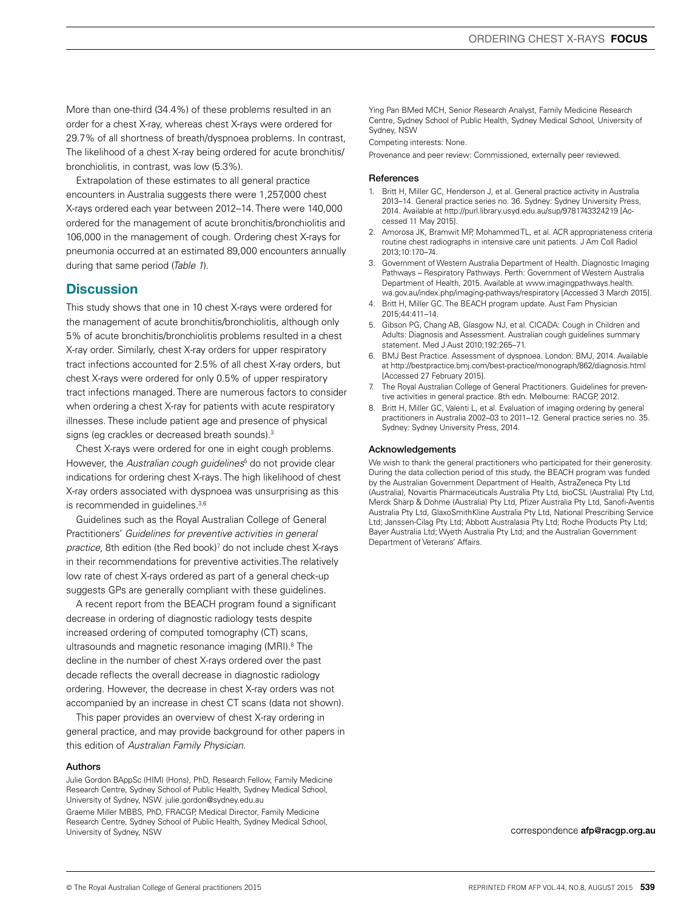More than one-third (34.4%) of these problems resulted in an order for a chest X-ray, whereas chest X-rays were ordered for 29.7% of all shortness of breath/dyspnoea problems. In contrast, The likelihood of a chest X-ray being ordered for acute bronchitis/bronchiolitis, in contrast, was low (5.3%).

Extrapolation of these estimates to all general practice encounters in Australia suggests there were 1,257,000 chest X-rays ordered each year between 2012–14. There were 140,000 ordered for the management of acute bronchitis/bronchiolitis and 106,000 in the management of cough. Ordering chest X-rays for pneumonia occurred at an estimated 89,000 encounters annually during that same period (*Table 1*).

## Discussion

This study shows that one in 10 chest X-rays were ordered for the management of acute bronchitis/bronchiolitis, although only 5% of acute bronchitis/bronchiolitis problems resulted in a chest X-ray order. Similarly, chest X-ray orders for upper respiratory tract infections accounted for 2.5% of all chest X-ray orders, but chest X-rays were ordered for only 0.5% of upper respiratory tract infections managed. There are numerous factors to consider when ordering a chest X-ray for patients with acute respiratory illnesses. These include patient age and presence of physical signs (eg crackles or decreased breath sounds).[3]

Chest X-rays were ordered for one in eight cough problems. However, the *Australian cough guidelines*[5] do not provide clear indications for ordering chest X-rays. The high likelihood of chest X-ray orders associated with dyspnoea was unsurprising as this is recommended in guidelines.[3,6]

Guidelines such as the Royal Australian College of General Practitioners' *Guidelines for preventive activities in general practice*, 8th edition (the Red book)[7] do not include chest X-rays in their recommendations for preventive activities.The relatively low rate of chest X-rays ordered as part of a general check-up suggests GPs are generally compliant with these guidelines.

A recent report from the BEACH program found a significant decrease in ordering of diagnostic radiology tests despite increased ordering of computed tomography (CT) scans, ultrasounds and magnetic resonance imaging (MRI).[8] The decline in the number of chest X-rays ordered over the past decade reflects the overall decrease in diagnostic radiology ordering. However, the decrease in chest X-ray orders was not accompanied by an increase in chest CT scans (data not shown).

This paper provides an overview of chest X-ray ordering in general practice, and may provide background for other papers in this edition of *Australian Family Physician*.

### Authors

Julie Gordon BAppSc (HIM) (Hons), PhD, Research Fellow, Family Medicine Research Centre, Sydney School of Public Health, Sydney Medical School, University of Sydney, NSW. julie.gordon@sydney.edu.au

Graeme Miller MBBS, PhD, FRACGP, Medical Director, Family Medicine Research Centre, Sydney School of Public Health, Sydney Medical School, University of Sydney, NSW

Ying Pan BMed MCH, Senior Research Analyst, Family Medicine Research Centre, Sydney School of Public Health, Sydney Medical School, University of Sydney, NSW

Competing interests: None.

Provenance and peer review: Commissioned, externally peer reviewed.

### References

1. Britt H, Miller GC, Henderson J, et al. General practice activity in Australia 2013–14. General practice series no. 36. Sydney: Sydney University Press, 2014. Available at http://purl.library.usyd.edu.au/sup/9781743324219 [Accessed 11 May 2015].
2. Amorosa JK, Bramwit MP, Mohammed TL, et al. ACR appropriateness criteria routine chest radiographs in intensive care unit patients. J Am Coll Radiol 2013;10:170–74.
3. Government of Western Australia Department of Health. Diagnostic Imaging Pathways – Respiratory Pathways. Perth: Government of Western Australia Department of Health, 2015. Available at www.imagingpathways.health.wa.gov.au/index.php/imaging-pathways/respiratory [Accessed 3 March 2015].
4. Britt H, Miller GC. The BEACH program update. Aust Fam Physician 2015;44:411–14.
5. Gibson PG, Chang AB, Glasgow NJ, et al. CICADA: Cough in Children and Adults: Diagnosis and Assessment. Australian cough guidelines summary statement. Med J Aust 2010;192:265–71.
6. BMJ Best Practice. Assessment of dyspnoea. London: BMJ, 2014. Available at http://bestpractice.bmj.com/best-practice/monograph/862/diagnosis.html [Accessed 27 February 2015].
7. The Royal Australian College of General Practitioners. Guidelines for preventive activities in general practice. 8th edn. Melbourne: RACGP, 2012.
8. Britt H, Miller GC, Valenti L, et al. Evaluation of imaging ordering by general practitioners in Australia 2002–03 to 2011–12. General practice series no. 35. Sydney: Sydney University Press, 2014.

### Acknowledgements

We wish to thank the general practitioners who participated for their generosity. During the data collection period of this study, the BEACH program was funded by the Australian Government Department of Health, AstraZeneca Pty Ltd (Australia), Novartis Pharmaceuticals Australia Pty Ltd, bioCSL (Australia) Pty Ltd, Merck Sharp & Dohme (Australia) Pty Ltd, Pfizer Australia Pty Ltd, Sanofi-Aventis Australia Pty Ltd, GlaxoSmithKline Australia Pty Ltd, National Prescribing Service Ltd; Janssen-Cilag Pty Ltd; Abbott Australasia Pty Ltd; Roche Products Pty Ltd; Bayer Australia Ltd; Wyeth Australia Pty Ltd; and the Australian Government Department of Veterans' Affairs.

correspondence **afp@racgp.org.au**